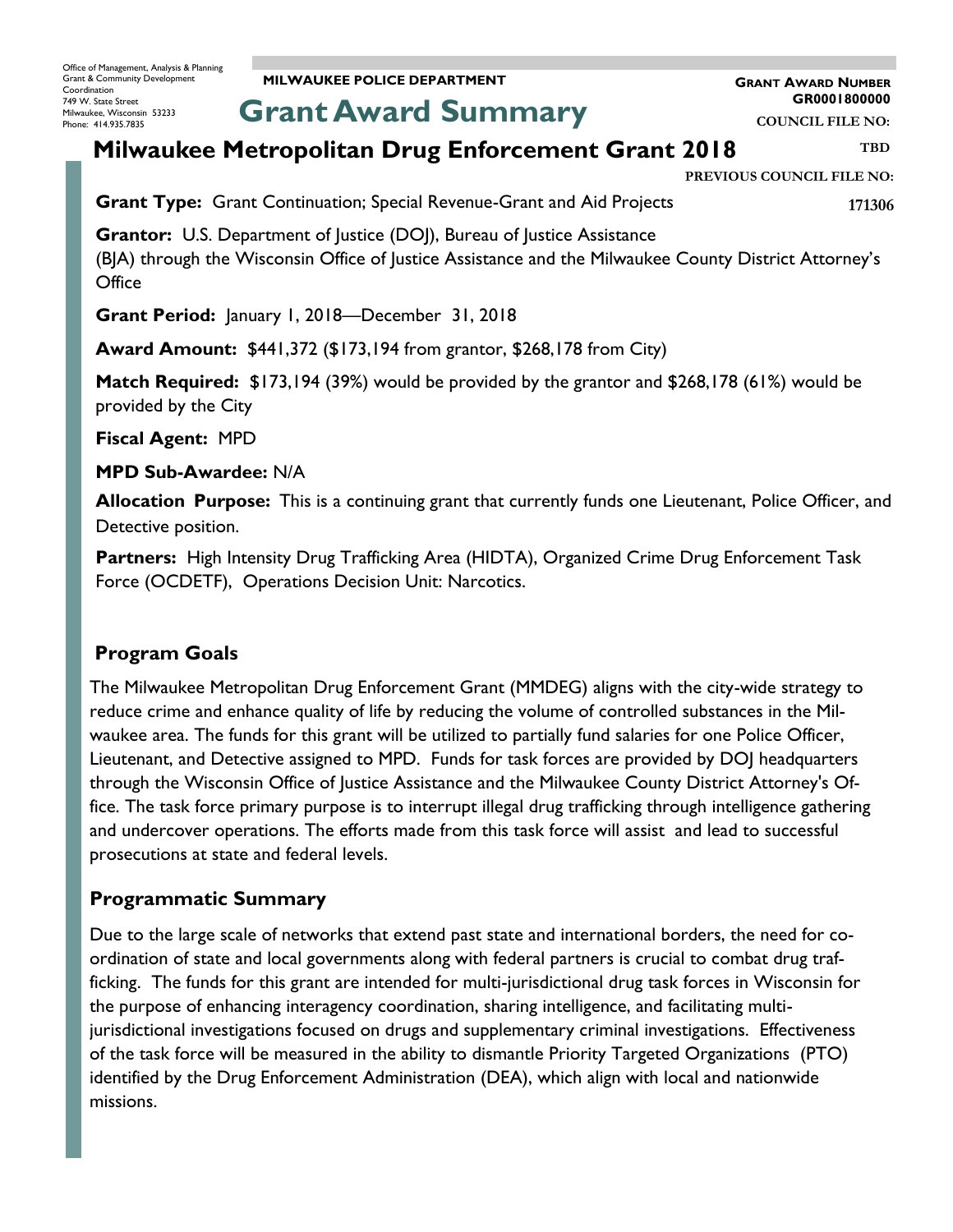Office of Management, Analysis & Planning
Grant & Community Development Coordination
749 W. State Street
Milwaukee, Wisconsin 53233
Phone: 414.935.7835

**MILWAUKEE POLICE DEPARTMENT**

# Grant Award Summary

**GRANT AWARD NUMBER**
**GR0001800000**

**COUNCIL FILE NO:**
**TBD**

**PREVIOUS COUNCIL FILE NO:**
**171306**

## Milwaukee Metropolitan Drug Enforcement Grant 2018

**Grant Type:** Grant Continuation; Special Revenue-Grant and Aid Projects

**Grantor:** U.S. Department of Justice (DOJ), Bureau of Justice Assistance (BJA) through the Wisconsin Office of Justice Assistance and the Milwaukee County District Attorney's Office

**Grant Period:** January 1, 2018—December 31, 2018

**Award Amount:** $441,372 ($173,194 from grantor, $268,178 from City)

**Match Required:** $173,194 (39%) would be provided by the grantor and $268,178 (61%) would be provided by the City

**Fiscal Agent:** MPD

**MPD Sub-Awardee:** N/A

**Allocation Purpose:** This is a continuing grant that currently funds one Lieutenant, Police Officer, and Detective position.

**Partners:** High Intensity Drug Trafficking Area (HIDTA), Organized Crime Drug Enforcement Task Force (OCDETF), Operations Decision Unit: Narcotics.

### Program Goals

The Milwaukee Metropolitan Drug Enforcement Grant (MMDEG) aligns with the city-wide strategy to reduce crime and enhance quality of life by reducing the volume of controlled substances in the Milwaukee area. The funds for this grant will be utilized to partially fund salaries for one Police Officer, Lieutenant, and Detective assigned to MPD. Funds for task forces are provided by DOJ headquarters through the Wisconsin Office of Justice Assistance and the Milwaukee County District Attorney's Office. The task force primary purpose is to interrupt illegal drug trafficking through intelligence gathering and undercover operations. The efforts made from this task force will assist and lead to successful prosecutions at state and federal levels.

### Programmatic Summary

Due to the large scale of networks that extend past state and international borders, the need for coordination of state and local governments along with federal partners is crucial to combat drug trafficking. The funds for this grant are intended for multi-jurisdictional drug task forces in Wisconsin for the purpose of enhancing interagency coordination, sharing intelligence, and facilitating multi-jurisdictional investigations focused on drugs and supplementary criminal investigations. Effectiveness of the task force will be measured in the ability to dismantle Priority Targeted Organizations (PTO) identified by the Drug Enforcement Administration (DEA), which align with local and nationwide missions.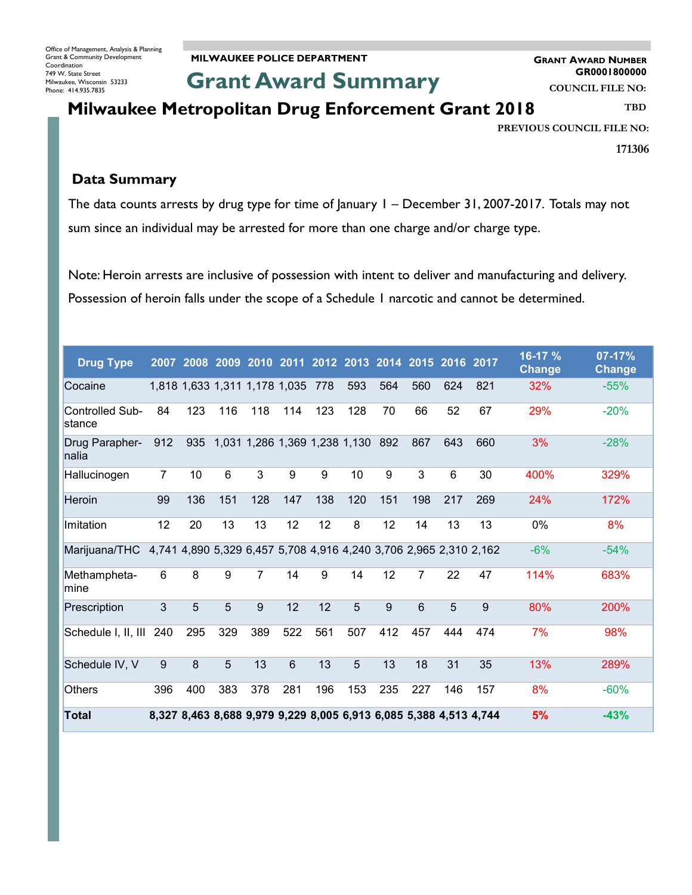Office of Management, Analysis & Planning
Grant & Community Development Coordination
749 W. State Street
Milwaukee, Wisconsin 53233
Phone: 414.935.7835

MILWAUKEE POLICE DEPARTMENT

# Grant Award Summary

**GRANT AWARD NUMBER**
**GR0001800000**

**COUNCIL FILE NO:**
**TBD**

## Milwaukee Metropolitan Drug Enforcement Grant 2018

**PREVIOUS COUNCIL FILE NO:**
**171306**

### Data Summary

The data counts arrests by drug type for time of January 1 – December 31, 2007-2017. Totals may not sum since an individual may be arrested for more than one charge and/or charge type.

Note: Heroin arrests are inclusive of possession with intent to deliver and manufacturing and delivery. Possession of heroin falls under the scope of a Schedule 1 narcotic and cannot be determined.

| Drug Type | 2007 | 2008 | 2009 | 2010 | 2011 | 2012 | 2013 | 2014 | 2015 | 2016 | 2017 | 16-17 % Change | 07-17% Change |
|---|---|---|---|---|---|---|---|---|---|---|---|---|---|
| Cocaine | 1,818 | 1,633 | 1,311 | 1,178 | 1,035 | 778 | 593 | 564 | 560 | 624 | 821 | 32% | -55% |
| Controlled Substance | 84 | 123 | 116 | 118 | 114 | 123 | 128 | 70 | 66 | 52 | 67 | 29% | -20% |
| Drug Paraphernalia | 912 | 935 | 1,031 | 1,286 | 1,369 | 1,238 | 1,130 | 892 | 867 | 643 | 660 | 3% | -28% |
| Hallucinogen | 7 | 10 | 6 | 3 | 9 | 9 | 10 | 9 | 3 | 6 | 30 | 400% | 329% |
| Heroin | 99 | 136 | 151 | 128 | 147 | 138 | 120 | 151 | 198 | 217 | 269 | 24% | 172% |
| Imitation | 12 | 20 | 13 | 13 | 12 | 12 | 8 | 12 | 14 | 13 | 13 | 0% | 8% |
| Marijuana/THC | 4,741 | 4,890 | 5,329 | 6,457 | 5,708 | 4,916 | 4,240 | 3,706 | 2,965 | 2,310 | 2,162 | -6% | -54% |
| Methamphetamine | 6 | 8 | 9 | 7 | 14 | 9 | 14 | 12 | 7 | 22 | 47 | 114% | 683% |
| Prescription | 3 | 5 | 5 | 9 | 12 | 12 | 5 | 9 | 6 | 5 | 9 | 80% | 200% |
| Schedule I, II, III | 240 | 295 | 329 | 389 | 522 | 561 | 507 | 412 | 457 | 444 | 474 | 7% | 98% |
| Schedule IV, V | 9 | 8 | 5 | 13 | 6 | 13 | 5 | 13 | 18 | 31 | 35 | 13% | 289% |
| Others | 396 | 400 | 383 | 378 | 281 | 196 | 153 | 235 | 227 | 146 | 157 | 8% | -60% |
| **Total** | **8,327** | **8,463** | **8,688** | **9,979** | **9,229** | **8,005** | **6,913** | **6,085** | **5,388** | **4,513** | **4,744** | **5%** | **-43%** |